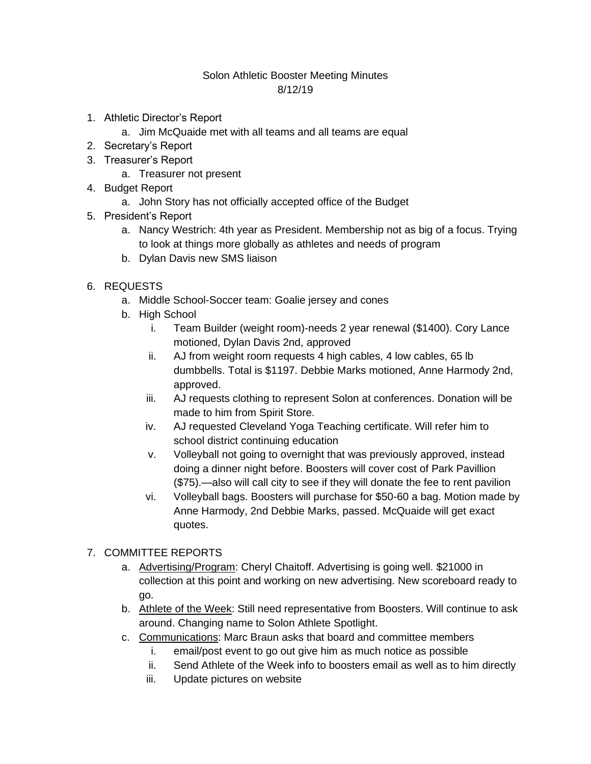# Solon Athletic Booster Meeting Minutes
## 8/12/19

1. Athletic Director's Report
    a. Jim McQuaide met with all teams and all teams are equal
2. Secretary's Report
3. Treasurer's Report
    a. Treasurer not present
4. Budget Report
    a. John Story has not officially accepted office of the Budget
5. President's Report
    a. Nancy Westrich: 4th year as President. Membership not as big of a focus. Trying to look at things more globally as athletes and needs of program
    b. Dylan Davis new SMS liaison

6. REQUESTS
    a. Middle School-Soccer team: Goalie jersey and cones
    b. High School
        i. Team Builder (weight room)-needs 2 year renewal ($1400). Cory Lance motioned, Dylan Davis 2nd, approved
        ii. AJ from weight room requests 4 high cables, 4 low cables, 65 lb dumbbells. Total is $1197. Debbie Marks motioned, Anne Harmody 2nd, approved.
        iii. AJ requests clothing to represent Solon at conferences. Donation will be made to him from Spirit Store.
        iv. AJ requested Cleveland Yoga Teaching certificate. Will refer him to school district continuing education
        v. Volleyball not going to overnight that was previously approved, instead doing a dinner night before. Boosters will cover cost of Park Pavillion ($75).—also will call city to see if they will donate the fee to rent pavilion
        vi. Volleyball bags. Boosters will purchase for $50-60 a bag. Motion made by Anne Harmody, 2nd Debbie Marks, passed. McQuaide will get exact quotes.

7. COMMITTEE REPORTS
    a. <u>Advertising/Program</u>: Cheryl Chaitoff. Advertising is going well. $21000 in collection at this point and working on new advertising. New scoreboard ready to go.
    b. <u>Athlete of the Week</u>: Still need representative from Boosters. Will continue to ask around. Changing name to Solon Athlete Spotlight.
    c. <u>Communications</u>: Marc Braun asks that board and committee members
        i. email/post event to go out give him as much notice as possible
        ii. Send Athlete of the Week info to boosters email as well as to him directly
        iii. Update pictures on website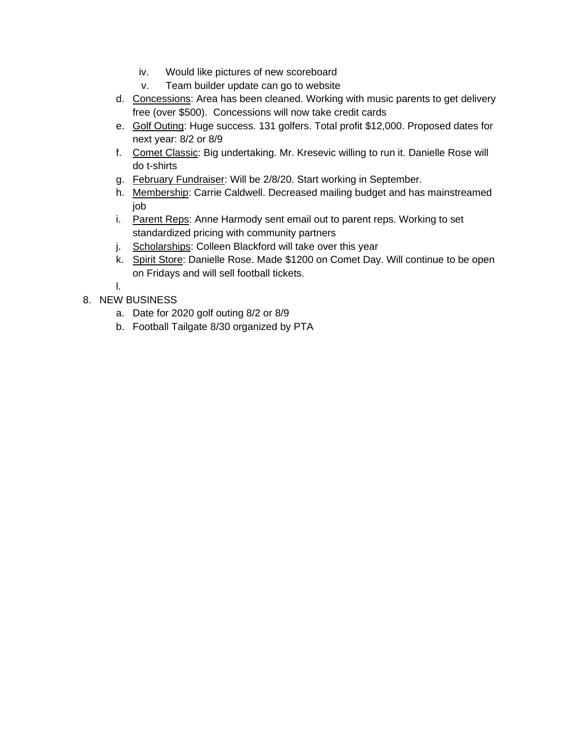iv. Would like pictures of new scoreboard
   v. Team builder update can go to website
  d. <u>Concessions</u>: Area has been cleaned. Working with music parents to get delivery free (over $500). Concessions will now take credit cards
  e. <u>Golf Outing</u>: Huge success. 131 golfers. Total profit $12,000. Proposed dates for next year: 8/2 or 8/9
  f. <u>Comet Classic</u>: Big undertaking. Mr. Kresevic willing to run it. Danielle Rose will do t-shirts
  g. <u>February Fundraiser</u>: Will be 2/8/20. Start working in September.
  h. <u>Membership</u>: Carrie Caldwell. Decreased mailing budget and has mainstreamed job
  i. <u>Parent Reps</u>: Anne Harmody sent email out to parent reps. Working to set standardized pricing with community partners
  j. <u>Scholarships</u>: Colleen Blackford will take over this year
  k. <u>Spirit Store</u>: Danielle Rose. Made $1200 on Comet Day. Will continue to be open on Fridays and will sell football tickets.
  l.

8. NEW BUSINESS
   a. Date for 2020 golf outing 8/2 or 8/9
   b. Football Tailgate 8/30 organized by PTA